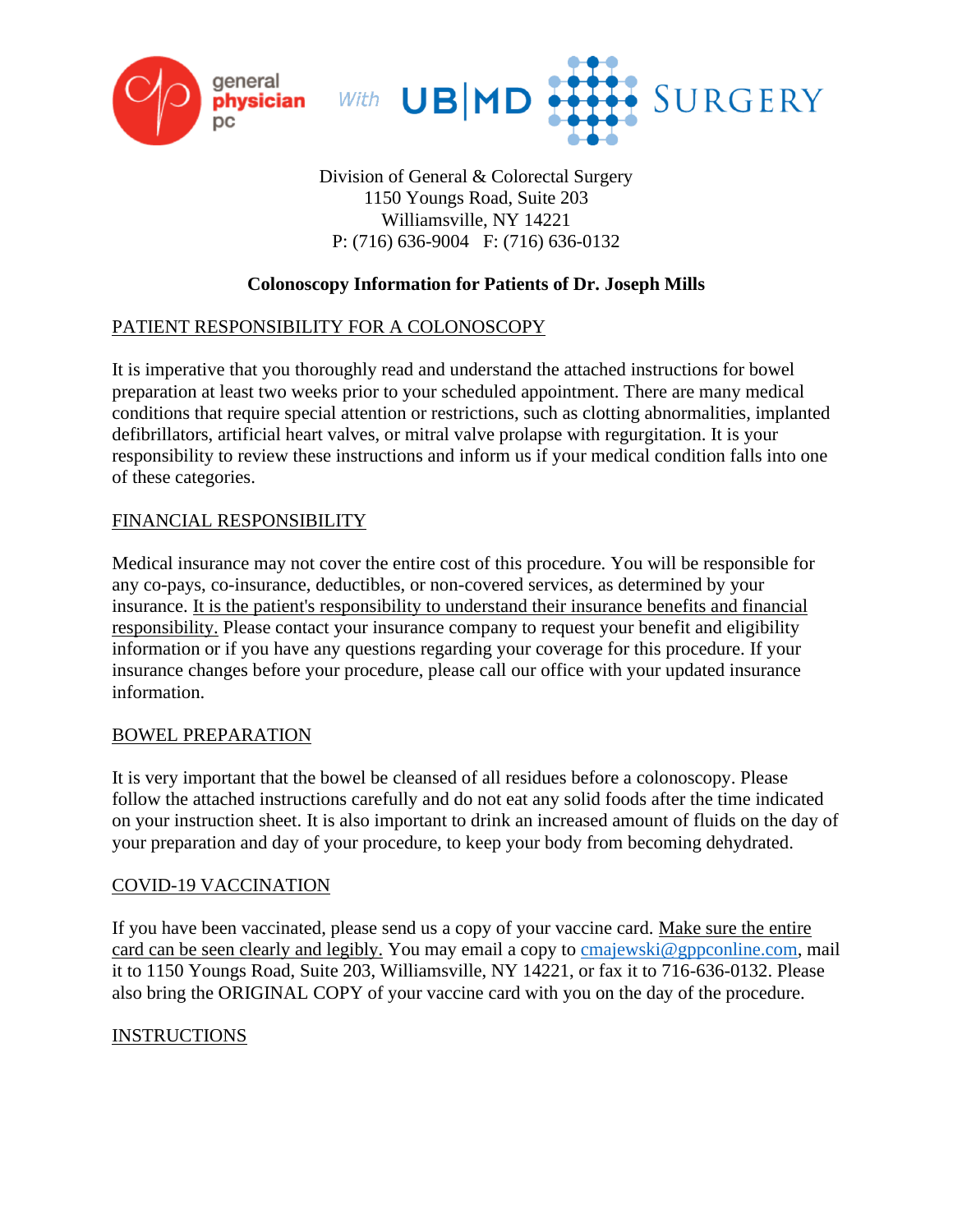general physician pc With UB|MD SURGERY

Division of General & Colorectal Surgery
1150 Youngs Road, Suite 203
Williamsville, NY 14221
P: (716) 636-9004 F: (716) 636-0132

**Colonoscopy Information for Patients of Dr. Joseph Mills**

## PATIENT RESPONSIBILITY FOR A COLONOSCOPY

It is imperative that you thoroughly read and understand the attached instructions for bowel preparation at least two weeks prior to your scheduled appointment. There are many medical conditions that require special attention or restrictions, such as clotting abnormalities, implanted defibrillators, artificial heart valves, or mitral valve prolapse with regurgitation. It is your responsibility to review these instructions and inform us if your medical condition falls into one of these categories.

## FINANCIAL RESPONSIBILITY

Medical insurance may not cover the entire cost of this procedure. You will be responsible for any co-pays, co-insurance, deductibles, or non-covered services, as determined by your insurance. It is the patient's responsibility to understand their insurance benefits and financial responsibility. Please contact your insurance company to request your benefit and eligibility information or if you have any questions regarding your coverage for this procedure. If your insurance changes before your procedure, please call our office with your updated insurance information.

## BOWEL PREPARATION

It is very important that the bowel be cleansed of all residues before a colonoscopy. Please follow the attached instructions carefully and do not eat any solid foods after the time indicated on your instruction sheet. It is also important to drink an increased amount of fluids on the day of your preparation and day of your procedure, to keep your body from becoming dehydrated.

## COVID-19 VACCINATION

If you have been vaccinated, please send us a copy of your vaccine card. Make sure the entire card can be seen clearly and legibly. You may email a copy to cmajewski@gppconline.com, mail it to 1150 Youngs Road, Suite 203, Williamsville, NY 14221, or fax it to 716-636-0132. Please also bring the ORIGINAL COPY of your vaccine card with you on the day of the procedure.

## INSTRUCTIONS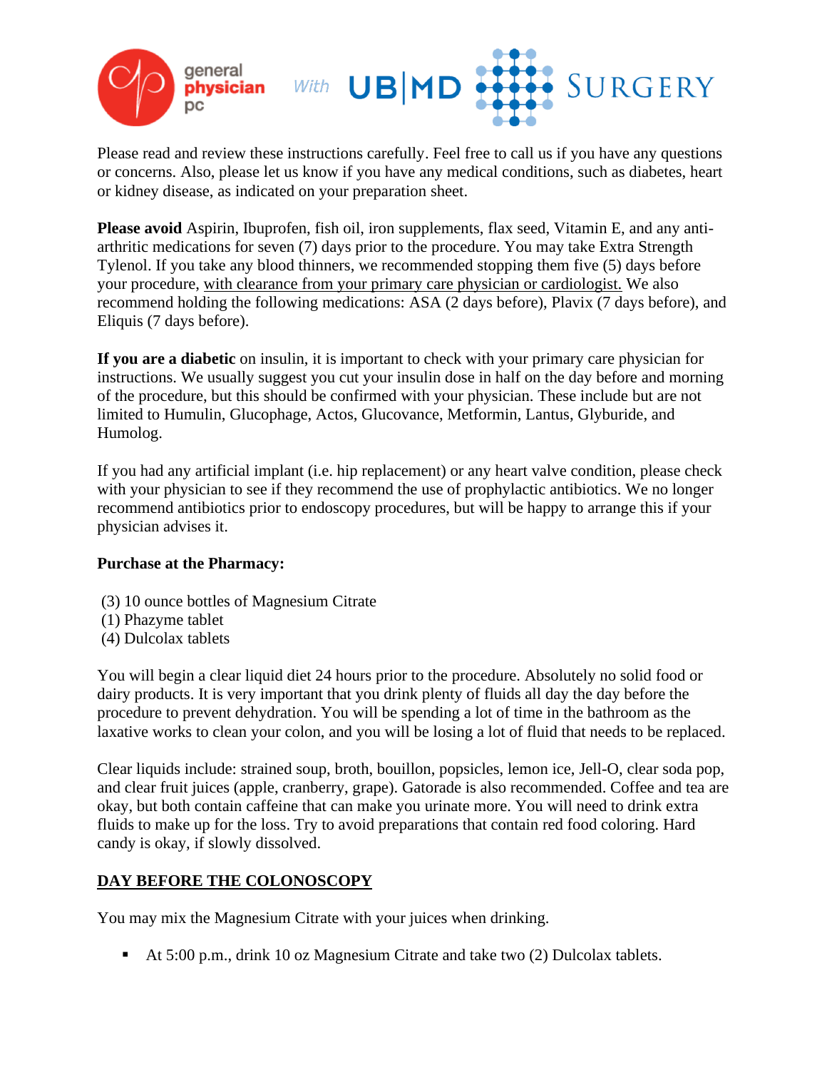Please read and review these instructions carefully. Feel free to call us if you have any questions or concerns. Also, please let us know if you have any medical conditions, such as diabetes, heart or kidney disease, as indicated on your preparation sheet.

**Please avoid** Aspirin, Ibuprofen, fish oil, iron supplements, flax seed, Vitamin E, and any anti-arthritic medications for seven (7) days prior to the procedure. You may take Extra Strength Tylenol. If you take any blood thinners, we recommended stopping them five (5) days before your procedure, <u>with clearance from your primary care physician or cardiologist.</u> We also recommend holding the following medications: ASA (2 days before), Plavix (7 days before), and Eliquis (7 days before).

**If you are a diabetic** on insulin, it is important to check with your primary care physician for instructions. We usually suggest you cut your insulin dose in half on the day before and morning of the procedure, but this should be confirmed with your physician. These include but are not limited to Humulin, Glucophage, Actos, Glucovance, Metformin, Lantus, Glyburide, and Humolog.

If you had any artificial implant (i.e. hip replacement) or any heart valve condition, please check with your physician to see if they recommend the use of prophylactic antibiotics. We no longer recommend antibiotics prior to endoscopy procedures, but will be happy to arrange this if your physician advises it.

**Purchase at the Pharmacy:**

(3) 10 ounce bottles of Magnesium Citrate
(1) Phazyme tablet
(4) Dulcolax tablets

You will begin a clear liquid diet 24 hours prior to the procedure. Absolutely no solid food or dairy products. It is very important that you drink plenty of fluids all day the day before the procedure to prevent dehydration. You will be spending a lot of time in the bathroom as the laxative works to clean your colon, and you will be losing a lot of fluid that needs to be replaced.

Clear liquids include: strained soup, broth, bouillon, popsicles, lemon ice, Jell-O, clear soda pop, and clear fruit juices (apple, cranberry, grape). Gatorade is also recommended. Coffee and tea are okay, but both contain caffeine that can make you urinate more. You will need to drink extra fluids to make up for the loss. Try to avoid preparations that contain red food coloring. Hard candy is okay, if slowly dissolved.

## <u>DAY BEFORE THE COLONOSCOPY</u>

You may mix the Magnesium Citrate with your juices when drinking.

- At 5:00 p.m., drink 10 oz Magnesium Citrate and take two (2) Dulcolax tablets.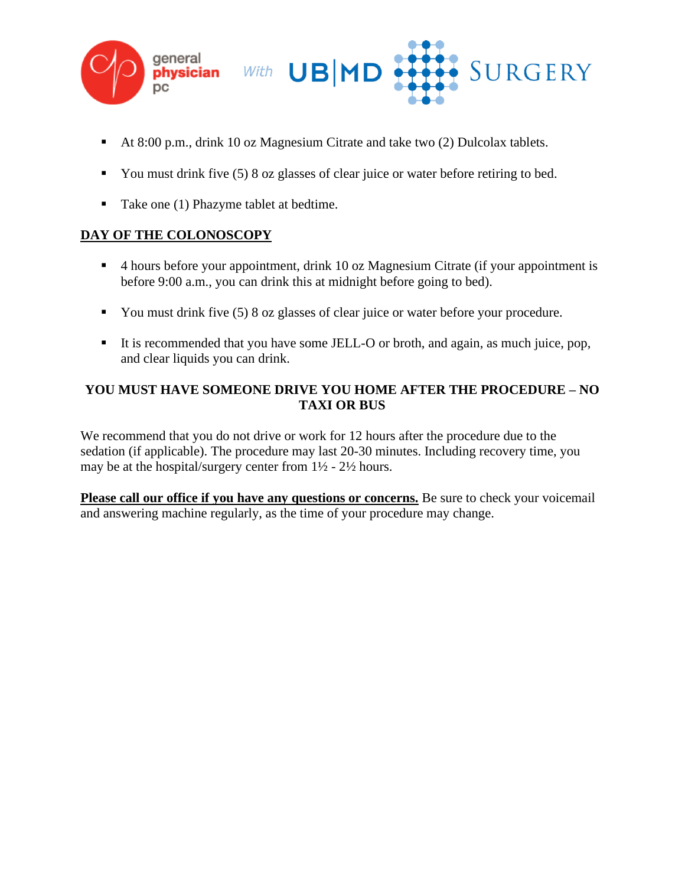- At 8:00 p.m., drink 10 oz Magnesium Citrate and take two (2) Dulcolax tablets.
- You must drink five (5) 8 oz glasses of clear juice or water before retiring to bed.
- Take one (1) Phazyme tablet at bedtime.

## DAY OF THE COLONOSCOPY

- 4 hours before your appointment, drink 10 oz Magnesium Citrate (if your appointment is before 9:00 a.m., you can drink this at midnight before going to bed).
- You must drink five (5) 8 oz glasses of clear juice or water before your procedure.
- It is recommended that you have some JELL-O or broth, and again, as much juice, pop, and clear liquids you can drink.

**YOU MUST HAVE SOMEONE DRIVE YOU HOME AFTER THE PROCEDURE – NO TAXI OR BUS**

We recommend that you do not drive or work for 12 hours after the procedure due to the sedation (if applicable). The procedure may last 20-30 minutes. Including recovery time, you may be at the hospital/surgery center from 1½ - 2½ hours.

**Please call our office if you have any questions or concerns.** Be sure to check your voicemail and answering machine regularly, as the time of your procedure may change.